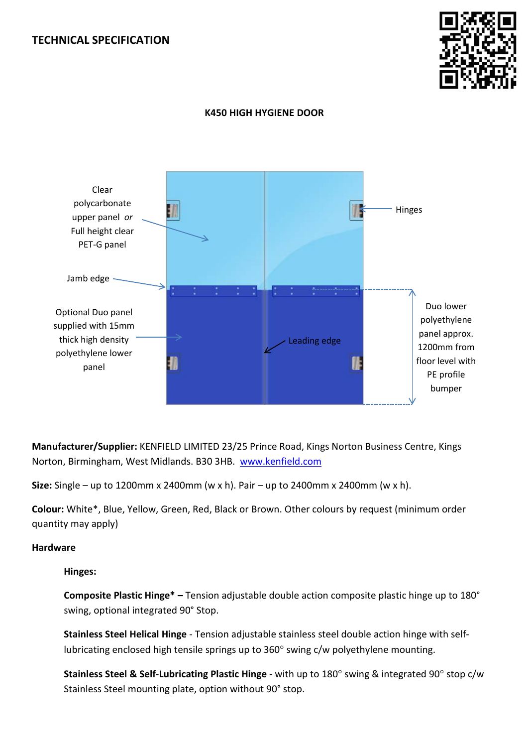# TECHNICAL SPECIFICATION

## K450 HIGH HYGIENE DOOR

Clear polycarbonate upper panel *or* Full height clear PET-G panel

Jamb edge

Optional Duo panel supplied with 15mm thick high density polyethylene lower panel

Hinges

Leading edge

Duo lower polyethylene panel approx. 1200mm from floor level with PE profile bumper

**Manufacturer/Supplier:** KENFIELD LIMITED 23/25 Prince Road, Kings Norton Business Centre, Kings Norton, Birmingham, West Midlands. B30 3HB. [www.kenfield.com](http://www.kenfield.com)

**Size:** Single – up to 1200mm x 2400mm (w x h). Pair – up to 2400mm x 2400mm (w x h).

**Colour:** White*, Blue, Yellow, Green, Red, Black or Brown. Other colours by request (minimum order quantity may apply)

**Hardware**

**Hinges:**

**Composite Plastic Hinge* –** Tension adjustable double action composite plastic hinge up to 180° swing, optional integrated 90° Stop.

**Stainless Steel Helical Hinge** - Tension adjustable stainless steel double action hinge with self-lubricating enclosed high tensile springs up to 360° swing c/w polyethylene mounting.

**Stainless Steel & Self-Lubricating Plastic Hinge** - with up to 180° swing & integrated 90° stop c/w Stainless Steel mounting plate, option without 90° stop.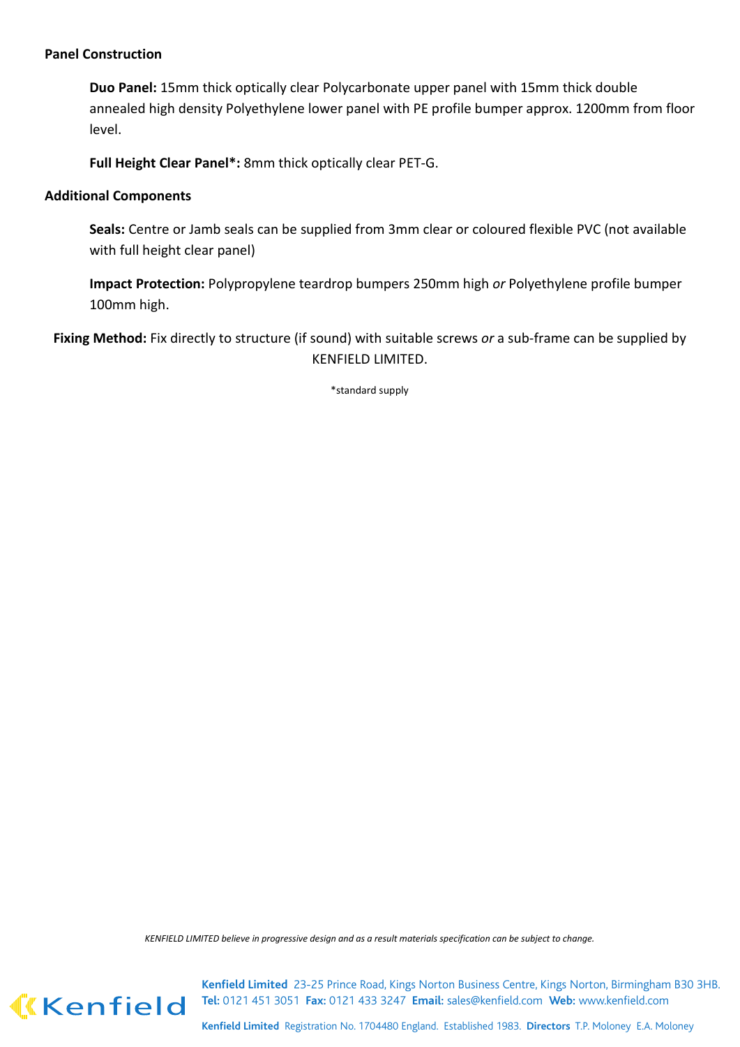**Panel Construction**

**Duo Panel:** 15mm thick optically clear Polycarbonate upper panel with 15mm thick double annealed high density Polyethylene lower panel with PE profile bumper approx. 1200mm from floor level.

**Full Height Clear Panel*:** 8mm thick optically clear PET-G.

**Additional Components**

**Seals:** Centre or Jamb seals can be supplied from 3mm clear or coloured flexible PVC (not available with full height clear panel)

**Impact Protection:** Polypropylene teardrop bumpers 250mm high *or* Polyethylene profile bumper 100mm high.

**Fixing Method:** Fix directly to structure (if sound) with suitable screws *or* a sub-frame can be supplied by KENFIELD LIMITED.

*standard supply

*KENFIELD LIMITED believe in progressive design and as a result materials specification can be subject to change.*

Kenfield

**Kenfield Limited** 23-25 Prince Road, Kings Norton Business Centre, Kings Norton, Birmingham B30 3HB.
**Tel:** 0121 451 3051 **Fax:** 0121 433 3247 **Email:** sales@kenfield.com **Web:** www.kenfield.com

**Kenfield Limited** Registration No. 1704480 England. Established 1983. **Directors** T.P. Moloney E.A. Moloney